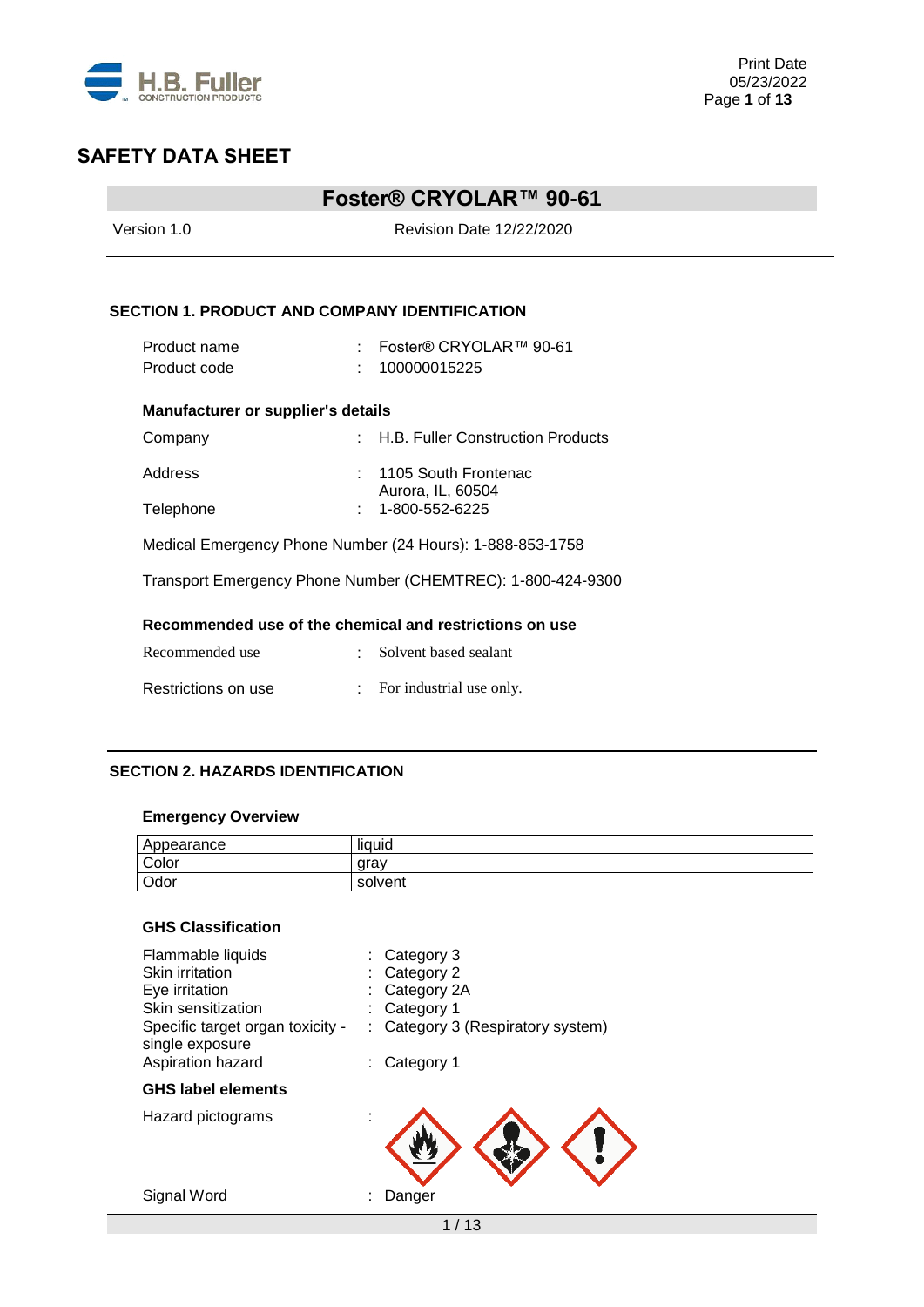# SAFETY DATA SHEET

## Foster® CRYOLAR™ 90-61

Version 1.0 Revision Date 12/22/2020

### SECTION 1. PRODUCT AND COMPANY IDENTIFICATION

Product name : Foster® CRYOLAR™ 90-61
Product code : 100000015225

**Manufacturer or supplier's details**

Company : H.B. Fuller Construction Products

Address : 1105 South Frontenac
Aurora, IL, 60504

Telephone : 1-800-552-6225

Medical Emergency Phone Number (24 Hours): 1-888-853-1758

Transport Emergency Phone Number (CHEMTREC): 1-800-424-9300

**Recommended use of the chemical and restrictions on use**

Recommended use : Solvent based sealant

Restrictions on use : For industrial use only.

### SECTION 2. HAZARDS IDENTIFICATION

**Emergency Overview**

| Appearance | liquid |
|---|---|
| Color | gray |
| Odor | solvent |

**GHS Classification**

Flammable liquids : Category 3
Skin irritation : Category 2
Eye irritation : Category 2A
Skin sensitization : Category 1
Specific target organ toxicity - single exposure : Category 3 (Respiratory system)
Aspiration hazard : Category 1

**GHS label elements**

Hazard pictograms :

Signal Word : Danger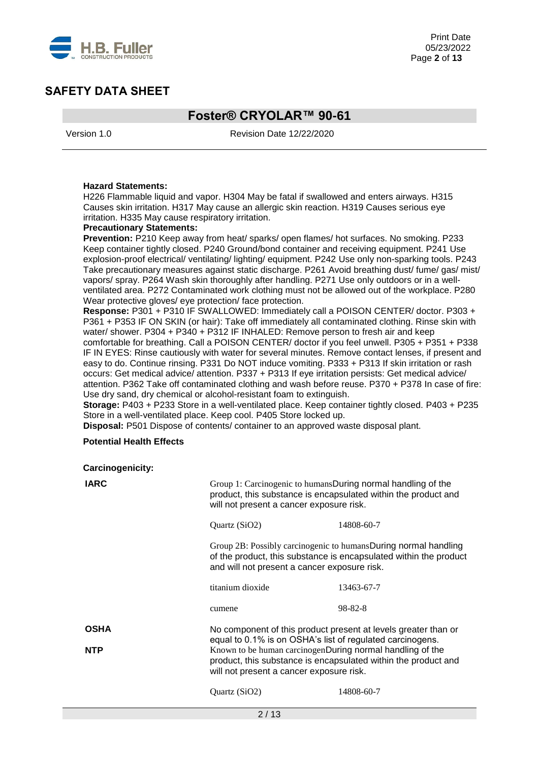**Hazard Statements:**
H226 Flammable liquid and vapor. H304 May be fatal if swallowed and enters airways. H315 Causes skin irritation. H317 May cause an allergic skin reaction. H319 Causes serious eye irritation. H335 May cause respiratory irritation.

**Precautionary Statements:**

**Prevention:** P210 Keep away from heat/ sparks/ open flames/ hot surfaces. No smoking. P233 Keep container tightly closed. P240 Ground/bond container and receiving equipment. P241 Use explosion-proof electrical/ ventilating/ lighting/ equipment. P242 Use only non-sparking tools. P243 Take precautionary measures against static discharge. P261 Avoid breathing dust/ fume/ gas/ mist/ vapors/ spray. P264 Wash skin thoroughly after handling. P271 Use only outdoors or in a well-ventilated area. P272 Contaminated work clothing must not be allowed out of the workplace. P280 Wear protective gloves/ eye protection/ face protection.

**Response:** P301 + P310 IF SWALLOWED: Immediately call a POISON CENTER/ doctor. P303 + P361 + P353 IF ON SKIN (or hair): Take off immediately all contaminated clothing. Rinse skin with water/ shower. P304 + P340 + P312 IF INHALED: Remove person to fresh air and keep comfortable for breathing. Call a POISON CENTER/ doctor if you feel unwell. P305 + P351 + P338 IF IN EYES: Rinse cautiously with water for several minutes. Remove contact lenses, if present and easy to do. Continue rinsing. P331 Do NOT induce vomiting. P333 + P313 If skin irritation or rash occurs: Get medical advice/ attention. P337 + P313 If eye irritation persists: Get medical advice/ attention. P362 Take off contaminated clothing and wash before reuse. P370 + P378 In case of fire: Use dry sand, dry chemical or alcohol-resistant foam to extinguish.

**Storage:** P403 + P233 Store in a well-ventilated place. Keep container tightly closed. P403 + P235 Store in a well-ventilated place. Keep cool. P405 Store locked up.

**Disposal:** P501 Dispose of contents/ container to an approved waste disposal plant.

**Potential Health Effects**

**Carcinogenicity:**

**IARC**

Group 1: Carcinogenic to humans During normal handling of the product, this substance is encapsulated within the product and will not present a cancer exposure risk.

| | |
|---|---|
| Quartz ($SiO_2$) | 14808-60-7 |

Group 2B: Possibly carcinogenic to humans During normal handling of the product, this substance is encapsulated within the product and will not present a cancer exposure risk.

| | |
|---|---|
| titanium dioxide | 13463-67-7 |
| cumene | 98-82-8 |

**OSHA**

No component of this product present at levels greater than or equal to 0.1% is on OSHA's list of regulated carcinogens.

**NTP**

Known to be human carcinogen During normal handling of the product, this substance is encapsulated within the product and will not present a cancer exposure risk.

| | |
|---|---|
| Quartz ($SiO_2$) | 14808-60-7 |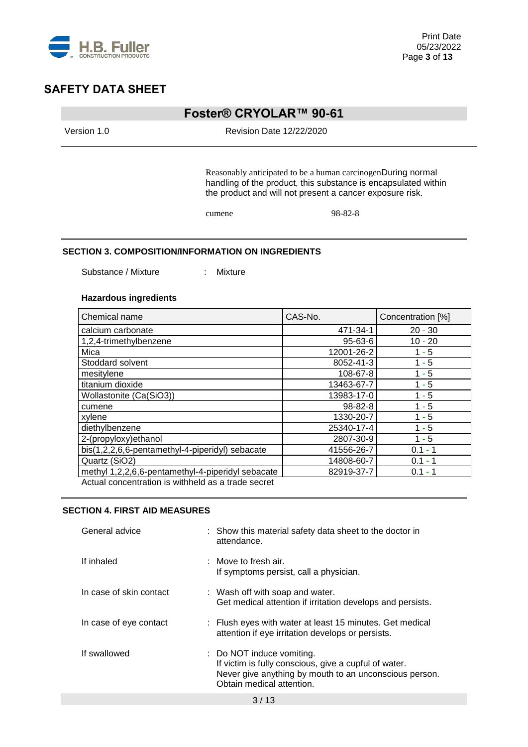Reasonably anticipated to be a human carcinogenDuring normal handling of the product, this substance is encapsulated within the product and will not present a cancer exposure risk.

cumene 98-82-8

## SECTION 3. COMPOSITION/INFORMATION ON INGREDIENTS

Substance / Mixture : Mixture

**Hazardous ingredients**

| Chemical name | CAS-No. | Concentration [%] |
|---|---|---|
| calcium carbonate | 471-34-1 | 20 - 30 |
| 1,2,4-trimethylbenzene | 95-63-6 | 10 - 20 |
| Mica | 12001-26-2 | 1 - 5 |
| Stoddard solvent | 8052-41-3 | 1 - 5 |
| mesitylene | 108-67-8 | 1 - 5 |
| titanium dioxide | 13463-67-7 | 1 - 5 |
| Wollastonite (Ca(SiO3)) | 13983-17-0 | 1 - 5 |
| cumene | 98-82-8 | 1 - 5 |
| xylene | 1330-20-7 | 1 - 5 |
| diethylbenzene | 25340-17-4 | 1 - 5 |
| 2-(propyloxy)ethanol | 2807-30-9 | 1 - 5 |
| bis(1,2,2,6,6-pentamethyl-4-piperidyl) sebacate | 41556-26-7 | 0.1 - 1 |
| Quartz (SiO2) | 14808-60-7 | 0.1 - 1 |
| methyl 1,2,2,6,6-pentamethyl-4-piperidyl sebacate | 82919-37-7 | 0.1 - 1 |

Actual concentration is withheld as a trade secret

## SECTION 4. FIRST AID MEASURES

General advice : Show this material safety data sheet to the doctor in attendance.

If inhaled : Move to fresh air.
If symptoms persist, call a physician.

In case of skin contact : Wash off with soap and water.
Get medical attention if irritation develops and persists.

In case of eye contact : Flush eyes with water at least 15 minutes. Get medical attention if eye irritation develops or persists.

If swallowed : Do NOT induce vomiting.
If victim is fully conscious, give a cupful of water.
Never give anything by mouth to an unconscious person.
Obtain medical attention.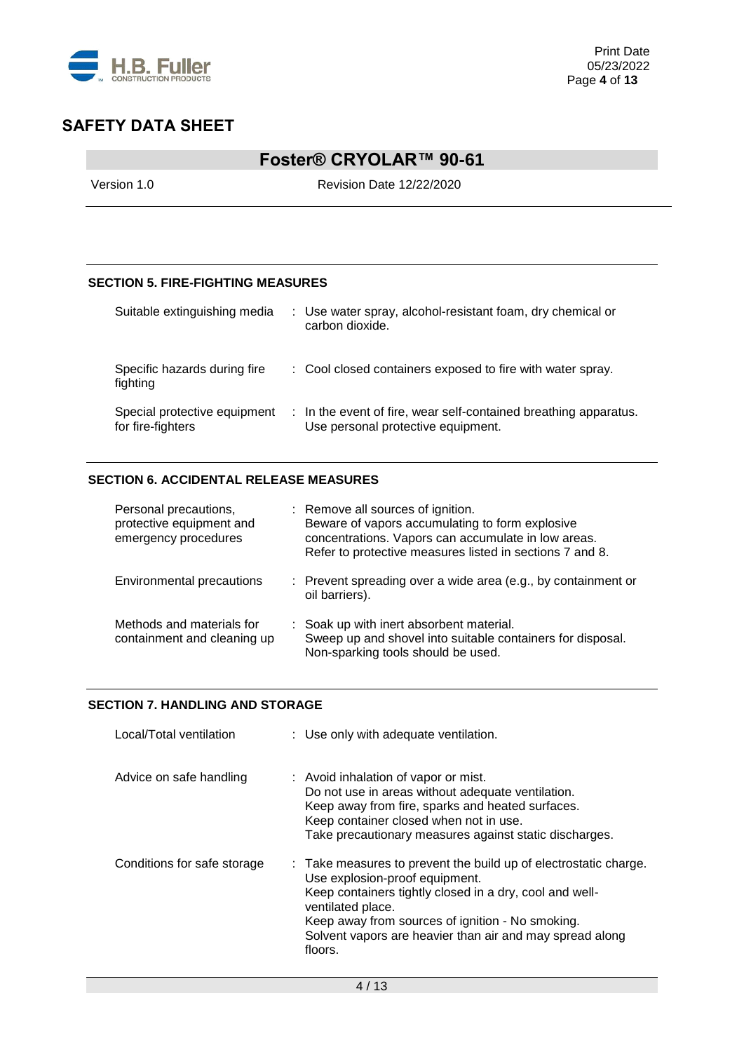## SECTION 5. FIRE-FIGHTING MEASURES

| | |
|---|---|
| Suitable extinguishing media | : Use water spray, alcohol-resistant foam, dry chemical or carbon dioxide. |
| Specific hazards during fire fighting | : Cool closed containers exposed to fire with water spray. |
| Special protective equipment for fire-fighters | : In the event of fire, wear self-contained breathing apparatus. Use personal protective equipment. |

## SECTION 6. ACCIDENTAL RELEASE MEASURES

| | |
|---|---|
| Personal precautions, protective equipment and emergency procedures | : Remove all sources of ignition. Beware of vapors accumulating to form explosive concentrations. Vapors can accumulate in low areas. Refer to protective measures listed in sections 7 and 8. |
| Environmental precautions | : Prevent spreading over a wide area (e.g., by containment or oil barriers). |
| Methods and materials for containment and cleaning up | : Soak up with inert absorbent material. Sweep up and shovel into suitable containers for disposal. Non-sparking tools should be used. |

## SECTION 7. HANDLING AND STORAGE

| | |
|---|---|
| Local/Total ventilation | : Use only with adequate ventilation. |
| Advice on safe handling | : Avoid inhalation of vapor or mist. Do not use in areas without adequate ventilation. Keep away from fire, sparks and heated surfaces. Keep container closed when not in use. Take precautionary measures against static discharges. |
| Conditions for safe storage | : Take measures to prevent the build up of electrostatic charge. Use explosion-proof equipment. Keep containers tightly closed in a dry, cool and well-ventilated place. Keep away from sources of ignition - No smoking. Solvent vapors are heavier than air and may spread along floors. |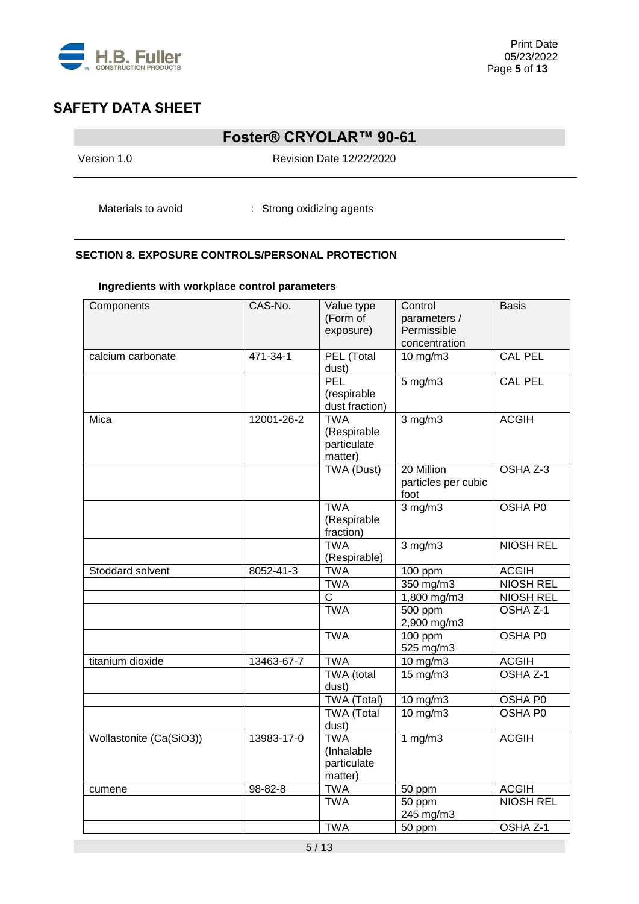Materials to avoid : Strong oxidizing agents

## SECTION 8. EXPOSURE CONTROLS/PERSONAL PROTECTION

### Ingredients with workplace control parameters

| Components | CAS-No. | Value type (Form of exposure) | Control parameters / Permissible concentration | Basis |
|---|---|---|---|---|
| calcium carbonate | 471-34-1 | PEL (Total dust) | 10 mg/m3 | CAL PEL |
| | | PEL (respirable dust fraction) | 5 mg/m3 | CAL PEL |
| Mica | 12001-26-2 | TWA (Respirable particulate matter) | 3 mg/m3 | ACGIH |
| | | TWA (Dust) | 20 Million particles per cubic foot | OSHA Z-3 |
| | | TWA (Respirable fraction) | 3 mg/m3 | OSHA P0 |
| | | TWA (Respirable) | 3 mg/m3 | NIOSH REL |
| Stoddard solvent | 8052-41-3 | TWA | 100 ppm | ACGIH |
| | | TWA | 350 mg/m3 | NIOSH REL |
| | | C | 1,800 mg/m3 | NIOSH REL |
| | | TWA | 500 ppm 2,900 mg/m3 | OSHA Z-1 |
| | | TWA | 100 ppm 525 mg/m3 | OSHA P0 |
| titanium dioxide | 13463-67-7 | TWA | 10 mg/m3 | ACGIH |
| | | TWA (total dust) | 15 mg/m3 | OSHA Z-1 |
| | | TWA (Total) | 10 mg/m3 | OSHA P0 |
| | | TWA (Total dust) | 10 mg/m3 | OSHA P0 |
| Wollastonite (Ca(SiO3)) | 13983-17-0 | TWA (Inhalable particulate matter) | 1 mg/m3 | ACGIH |
| cumene | 98-82-8 | TWA | 50 ppm | ACGIH |
| | | TWA | 50 ppm 245 mg/m3 | NIOSH REL |
| | | TWA | 50 ppm | OSHA Z-1 |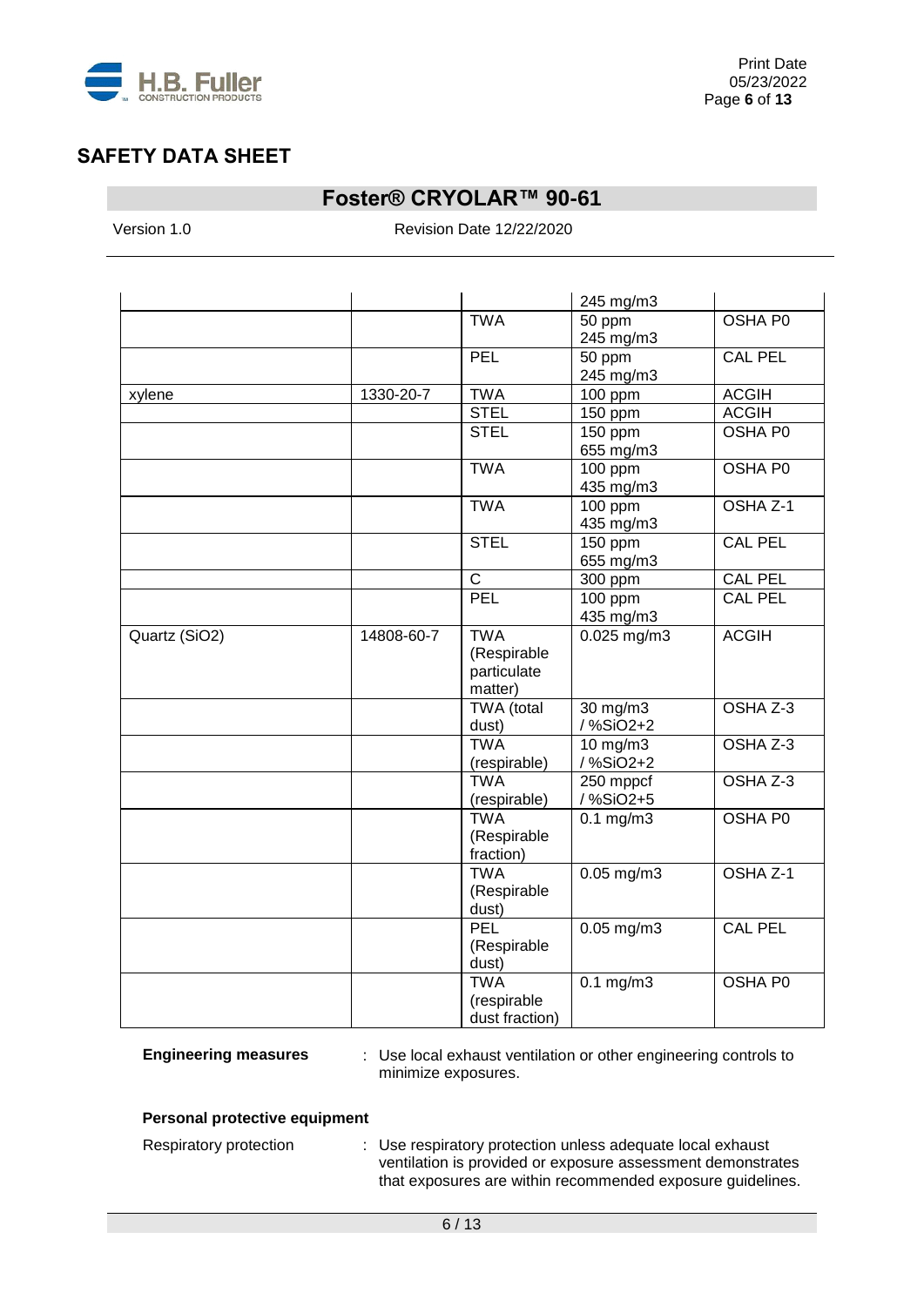| | | | 245 mg/m3 | |
|---|---|---|---|---|
| | | TWA | 50 ppm<br>245 mg/m3 | OSHA P0 |
| | | PEL | 50 ppm<br>245 mg/m3 | CAL PEL |
| xylene | 1330-20-7 | TWA | 100 ppm | ACGIH |
| | | STEL | 150 ppm | ACGIH |
| | | STEL | 150 ppm<br>655 mg/m3 | OSHA P0 |
| | | TWA | 100 ppm<br>435 mg/m3 | OSHA P0 |
| | | TWA | 100 ppm<br>435 mg/m3 | OSHA Z-1 |
| | | STEL | 150 ppm<br>655 mg/m3 | CAL PEL |
| | | C | 300 ppm | CAL PEL |
| | | PEL | 100 ppm<br>435 mg/m3 | CAL PEL |
| Quartz ($SiO_2$) | 14808-60-7 | TWA (Respirable particulate matter) | 0.025 mg/m3 | ACGIH |
| | | TWA (total dust) | 30 mg/m3 / %SiO2+2 | OSHA Z-3 |
| | | TWA (respirable) | 10 mg/m3 / %SiO2+2 | OSHA Z-3 |
| | | TWA (respirable) | 250 mppcf / %SiO2+5 | OSHA Z-3 |
| | | TWA (Respirable fraction) | 0.1 mg/m3 | OSHA P0 |
| | | TWA (Respirable dust) | 0.05 mg/m3 | OSHA Z-1 |
| | | PEL (Respirable dust) | 0.05 mg/m3 | CAL PEL |
| | | TWA (respirable dust fraction) | 0.1 mg/m3 | OSHA P0 |

**Engineering measures** : Use local exhaust ventilation or other engineering controls to minimize exposures.

**Personal protective equipment**

Respiratory protection : Use respiratory protection unless adequate local exhaust ventilation is provided or exposure assessment demonstrates that exposures are within recommended exposure guidelines.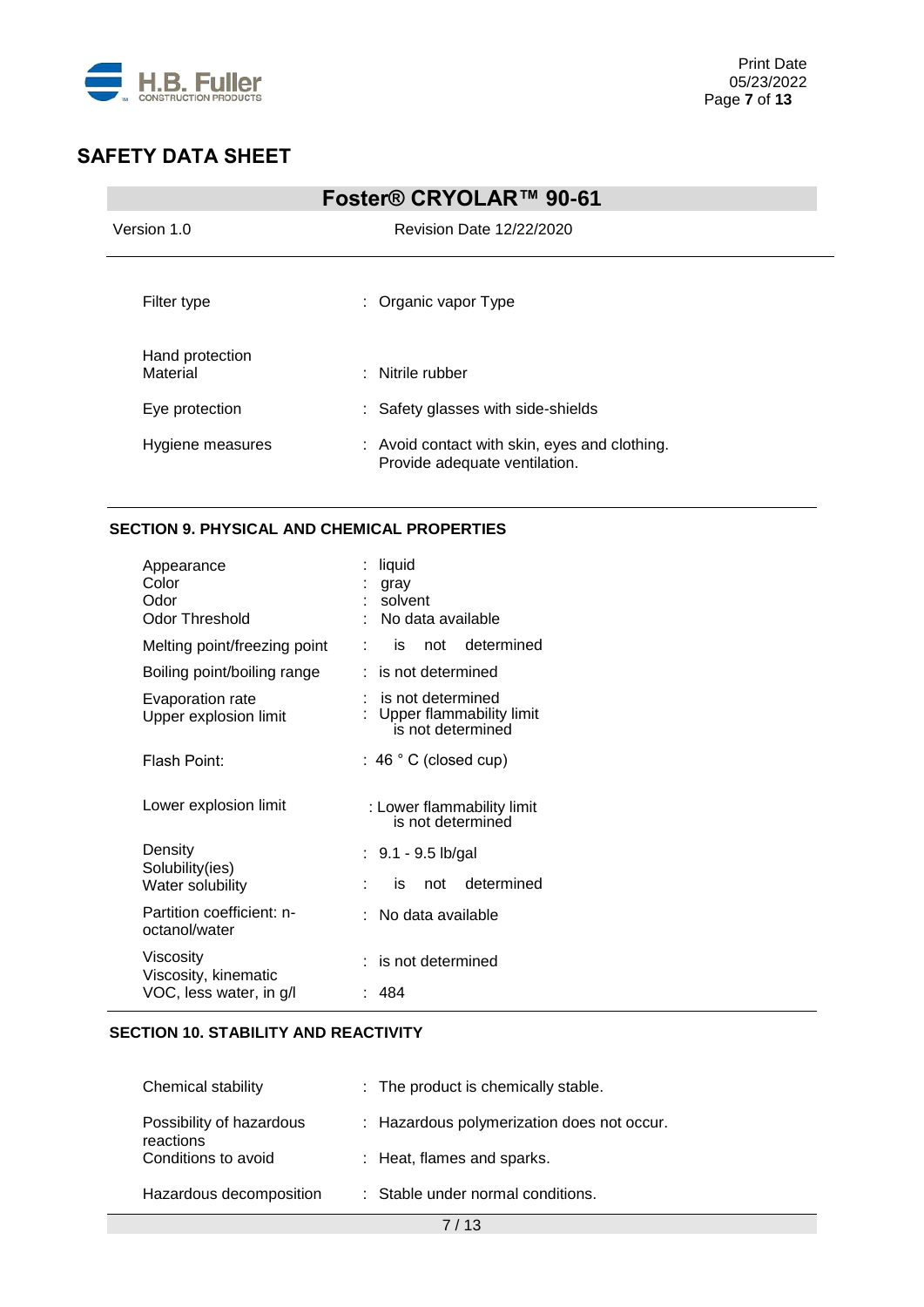| | |
|---|---|
| Filter type | : Organic vapor Type |
| Hand protection<br>Material | : Nitrile rubber |
| Eye protection | : Safety glasses with side-shields |
| Hygiene measures | : Avoid contact with skin, eyes and clothing.<br>Provide adequate ventilation. |

## SECTION 9. PHYSICAL AND CHEMICAL PROPERTIES

| | |
|---|---|
| Appearance | : liquid |
| Color | : gray |
| Odor | : solvent |
| Odor Threshold | : No data available |
| Melting point/freezing point | : is not determined |
| Boiling point/boiling range | : is not determined |
| Evaporation rate | : is not determined |
| Upper explosion limit | : Upper flammability limit<br>is not determined |
| Flash Point: | : 46 ° C (closed cup) |
| Lower explosion limit | : Lower flammability limit<br>is not determined |
| Density | : 9.1 - 9.5 lb/gal |
| Solubility(ies)<br>Water solubility | : is not determined |
| Partition coefficient: n-octanol/water | : No data available |
| Viscosity<br>Viscosity, kinematic | : is not determined |
| VOC, less water, in g/l | : 484 |

## SECTION 10. STABILITY AND REACTIVITY

| | |
|---|---|
| Chemical stability | : The product is chemically stable. |
| Possibility of hazardous reactions | : Hazardous polymerization does not occur. |
| Conditions to avoid | : Heat, flames and sparks. |
| Hazardous decomposition | : Stable under normal conditions. |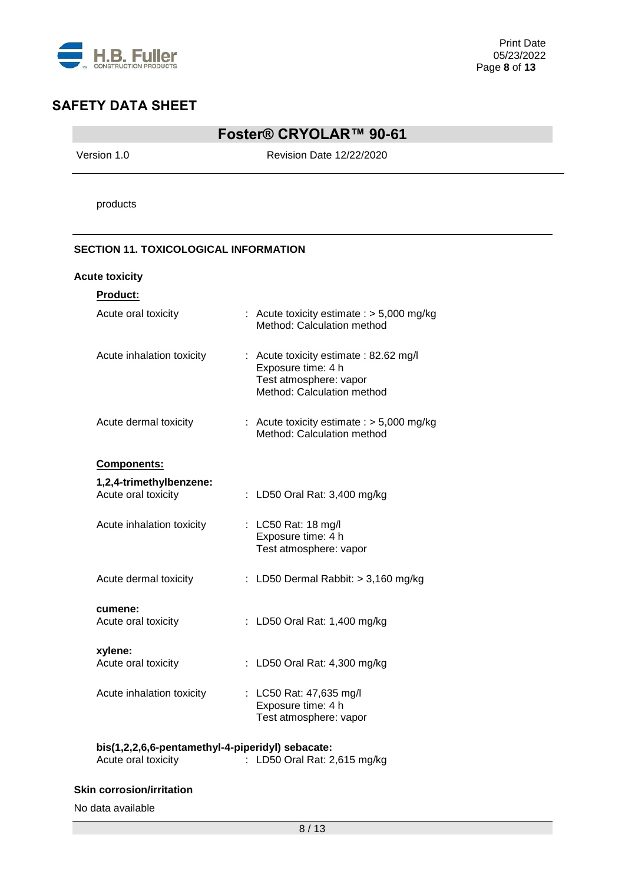products

## SECTION 11. TOXICOLOGICAL INFORMATION

### Acute toxicity

**Product:**

| | |
|---|---|
| Acute oral toxicity | : Acute toxicity estimate : > 5,000 mg/kg<br>Method: Calculation method |
| Acute inhalation toxicity | : Acute toxicity estimate : 82.62 mg/l<br>Exposure time: 4 h<br>Test atmosphere: vapor<br>Method: Calculation method |
| Acute dermal toxicity | : Acute toxicity estimate : > 5,000 mg/kg<br>Method: Calculation method |

**Components:**

**1,2,4-trimethylbenzene:**

| | |
|---|---|
| Acute oral toxicity | : LD50 Oral Rat: 3,400 mg/kg |
| Acute inhalation toxicity | : LC50 Rat: 18 mg/l<br>Exposure time: 4 h<br>Test atmosphere: vapor |
| Acute dermal toxicity | : LD50 Dermal Rabbit: > 3,160 mg/kg |

**cumene:**

| | |
|---|---|
| Acute oral toxicity | : LD50 Oral Rat: 1,400 mg/kg |

**xylene:**

| | |
|---|---|
| Acute oral toxicity | : LD50 Oral Rat: 4,300 mg/kg |
| Acute inhalation toxicity | : LC50 Rat: 47,635 mg/l<br>Exposure time: 4 h<br>Test atmosphere: vapor |

**bis(1,2,2,6,6-pentamethyl-4-piperidyl) sebacate:**

| | |
|---|---|
| Acute oral toxicity | : LD50 Oral Rat: 2,615 mg/kg |

### Skin corrosion/irritation

No data available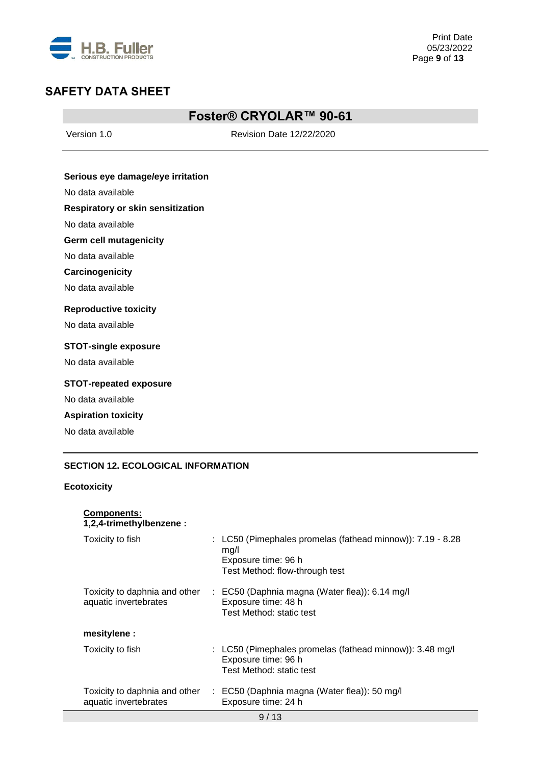**Serious eye damage/eye irritation**

No data available

**Respiratory or skin sensitization**

No data available

**Germ cell mutagenicity**

No data available

**Carcinogenicity**

No data available

**Reproductive toxicity**

No data available

**STOT-single exposure**

No data available

**STOT-repeated exposure**

No data available

**Aspiration toxicity**

No data available

## SECTION 12. ECOLOGICAL INFORMATION

**Ecotoxicity**

**Components:**

**1,2,4-trimethylbenzene :**

| | |
|---|---|
| Toxicity to fish | : LC50 (Pimephales promelas (fathead minnow)): 7.19 - 8.28 mg/l<br>Exposure time: 96 h<br>Test Method: flow-through test |
| Toxicity to daphnia and other aquatic invertebrates | : EC50 (Daphnia magna (Water flea)): 6.14 mg/l<br>Exposure time: 48 h<br>Test Method: static test |

**mesitylene :**

| | |
|---|---|
| Toxicity to fish | : LC50 (Pimephales promelas (fathead minnow)): 3.48 mg/l<br>Exposure time: 96 h<br>Test Method: static test |
| Toxicity to daphnia and other aquatic invertebrates | : EC50 (Daphnia magna (Water flea)): 50 mg/l<br>Exposure time: 24 h |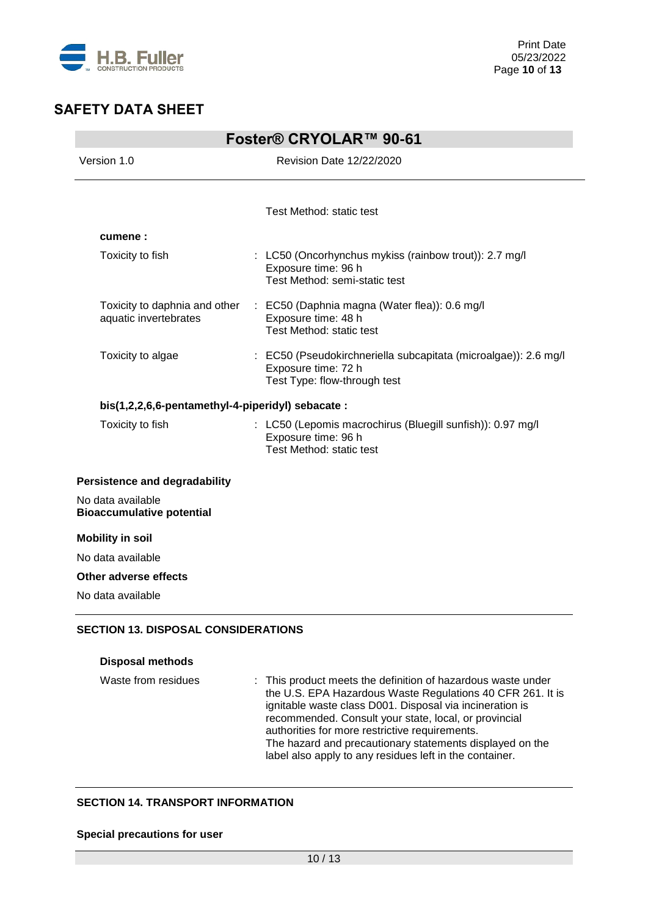Test Method: static test

**cumene :**

Toxicity to fish : LC50 (Oncorhynchus mykiss (rainbow trout)): 2.7 mg/l
Exposure time: 96 h
Test Method: semi-static test

Toxicity to daphnia and other aquatic invertebrates : EC50 (Daphnia magna (Water flea)): 0.6 mg/l
Exposure time: 48 h
Test Method: static test

Toxicity to algae : EC50 (Pseudokirchneriella subcapitata (microalgae)): 2.6 mg/l
Exposure time: 72 h
Test Type: flow-through test

**bis(1,2,2,6,6-pentamethyl-4-piperidyl) sebacate :**

Toxicity to fish : LC50 (Lepomis macrochirus (Bluegill sunfish)): 0.97 mg/l
Exposure time: 96 h
Test Method: static test

**Persistence and degradability**

No data available

**Bioaccumulative potential**

**Mobility in soil**

No data available

**Other adverse effects**

No data available

## SECTION 13. DISPOSAL CONSIDERATIONS

**Disposal methods**

Waste from residues : This product meets the definition of hazardous waste under the U.S. EPA Hazardous Waste Regulations 40 CFR 261. It is ignitable waste class D001. Disposal via incineration is recommended. Consult your state, local, or provincial authorities for more restrictive requirements.
The hazard and precautionary statements displayed on the label also apply to any residues left in the container.

## SECTION 14. TRANSPORT INFORMATION

**Special precautions for user**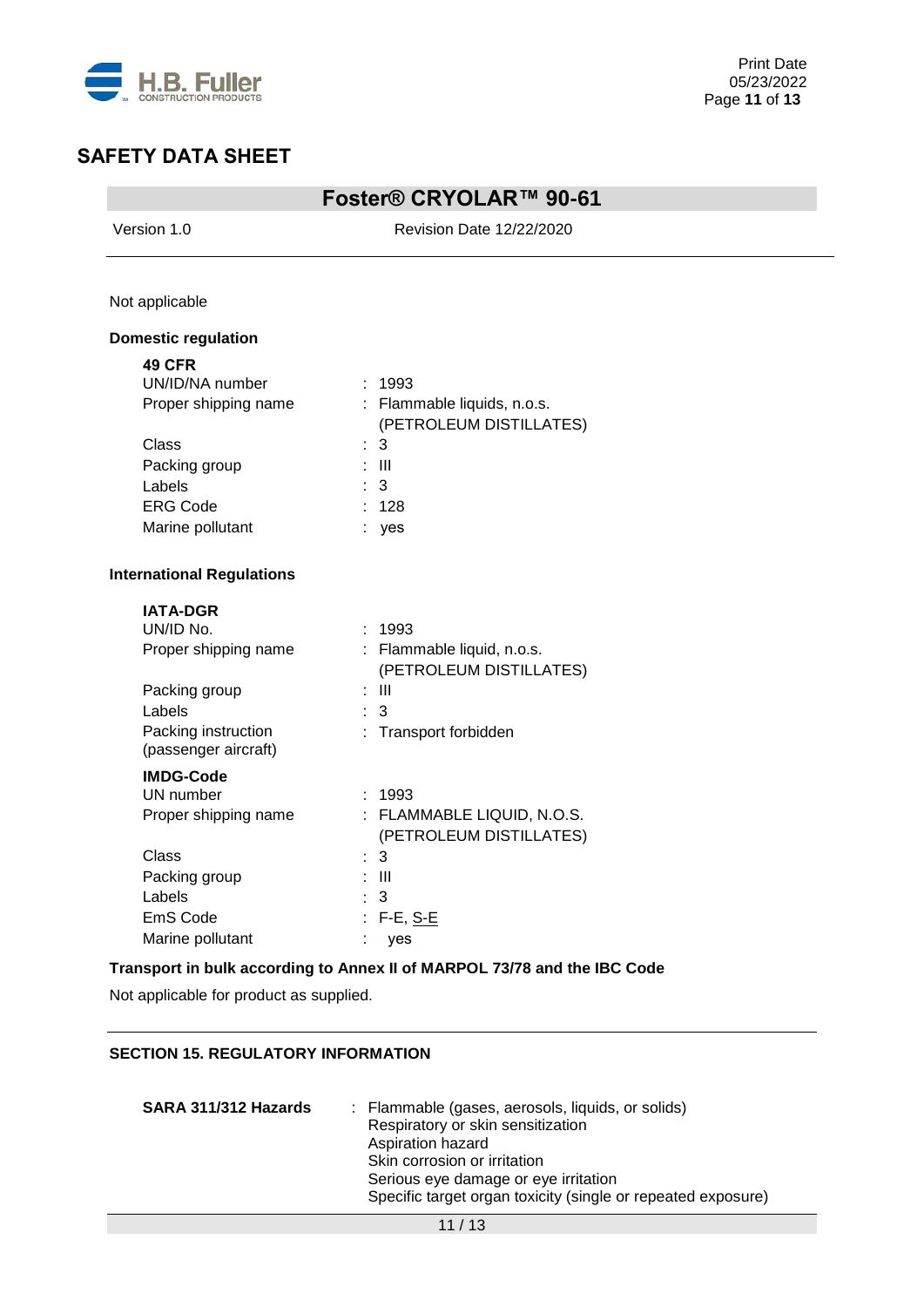Not applicable

**Domestic regulation**

**49 CFR**

| | |
|---|---|
| UN/ID/NA number | : 1993 |
| Proper shipping name | : Flammable liquids, n.o.s. (PETROLEUM DISTILLATES) |
| Class | : 3 |
| Packing group | : III |
| Labels | : 3 |
| ERG Code | : 128 |
| Marine pollutant | : yes |

**International Regulations**

**IATA-DGR**

| | |
|---|---|
| UN/ID No. | : 1993 |
| Proper shipping name | : Flammable liquid, n.o.s. (PETROLEUM DISTILLATES) |
| Packing group | : III |
| Labels | : 3 |
| Packing instruction (passenger aircraft) | : Transport forbidden |

**IMDG-Code**

| | |
|---|---|
| UN number | : 1993 |
| Proper shipping name | : FLAMMABLE LIQUID, N.O.S. (PETROLEUM DISTILLATES) |
| Class | : 3 |
| Packing group | : III |
| Labels | : 3 |
| EmS Code | : F-E, S-E |
| Marine pollutant | : yes |

**Transport in bulk according to Annex II of MARPOL 73/78 and the IBC Code**

Not applicable for product as supplied.

## SECTION 15. REGULATORY INFORMATION

**SARA 311/312 Hazards** : Flammable (gases, aerosols, liquids, or solids)
Respiratory or skin sensitization
Aspiration hazard
Skin corrosion or irritation
Serious eye damage or eye irritation
Specific target organ toxicity (single or repeated exposure)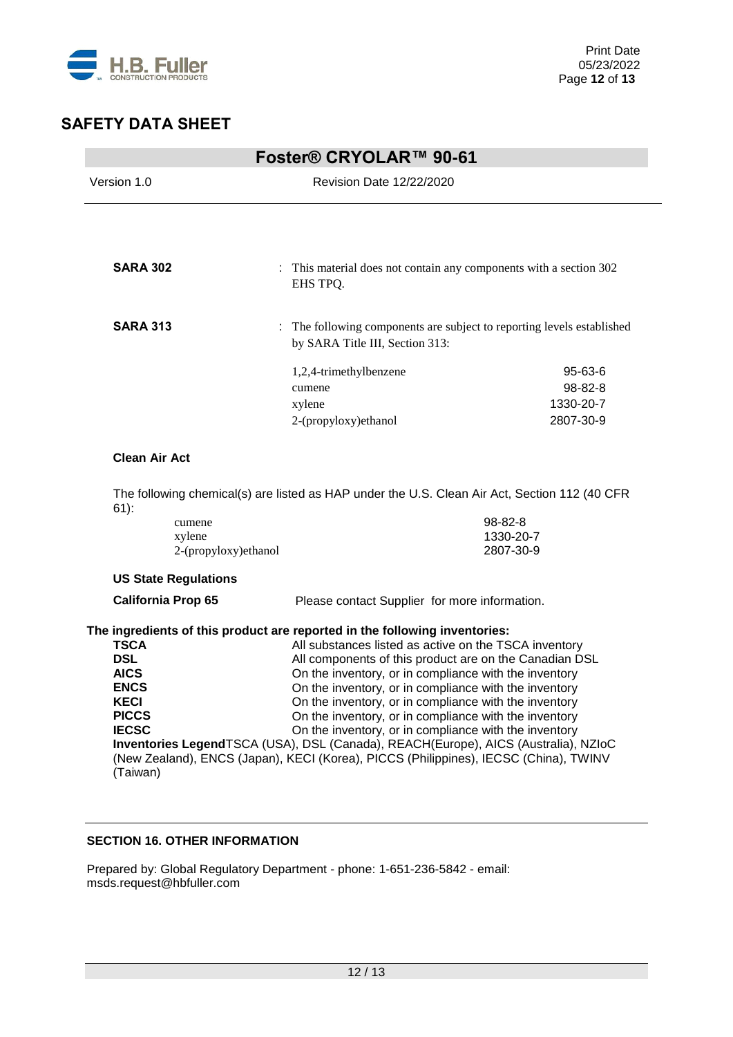**SARA 302** : This material does not contain any components with a section 302 EHS TPQ.

**SARA 313** : The following components are subject to reporting levels established by SARA Title III, Section 313:

| Component | CAS No. |
| --- | --- |
| 1,2,4-trimethylbenzene | 95-63-6 |
| cumene | 98-82-8 |
| xylene | 1330-20-7 |
| 2-(propyloxy)ethanol | 2807-30-9 |

**Clean Air Act**

The following chemical(s) are listed as HAP under the U.S. Clean Air Act, Section 112 (40 CFR 61):

| Component | CAS No. |
| --- | --- |
| cumene | 98-82-8 |
| xylene | 1330-20-7 |
| 2-(propyloxy)ethanol | 2807-30-9 |

**US State Regulations**

**California Prop 65** Please contact Supplier for more information.

**The ingredients of this product are reported in the following inventories:**

| Inventory | Status |
| --- | --- |
| **TSCA** | All substances listed as active on the TSCA inventory |
| **DSL** | All components of this product are on the Canadian DSL |
| **AICS** | On the inventory, or in compliance with the inventory |
| **ENCS** | On the inventory, or in compliance with the inventory |
| **KECI** | On the inventory, or in compliance with the inventory |
| **PICCS** | On the inventory, or in compliance with the inventory |
| **IECSC** | On the inventory, or in compliance with the inventory |

**Inventories Legend** TSCA (USA), DSL (Canada), REACH(Europe), AICS (Australia), NZIoC (New Zealand), ENCS (Japan), KECI (Korea), PICCS (Philippines), IECSC (China), TWINV (Taiwan)

## SECTION 16. OTHER INFORMATION

Prepared by: Global Regulatory Department - phone: 1-651-236-5842 - email: msds.request@hbfuller.com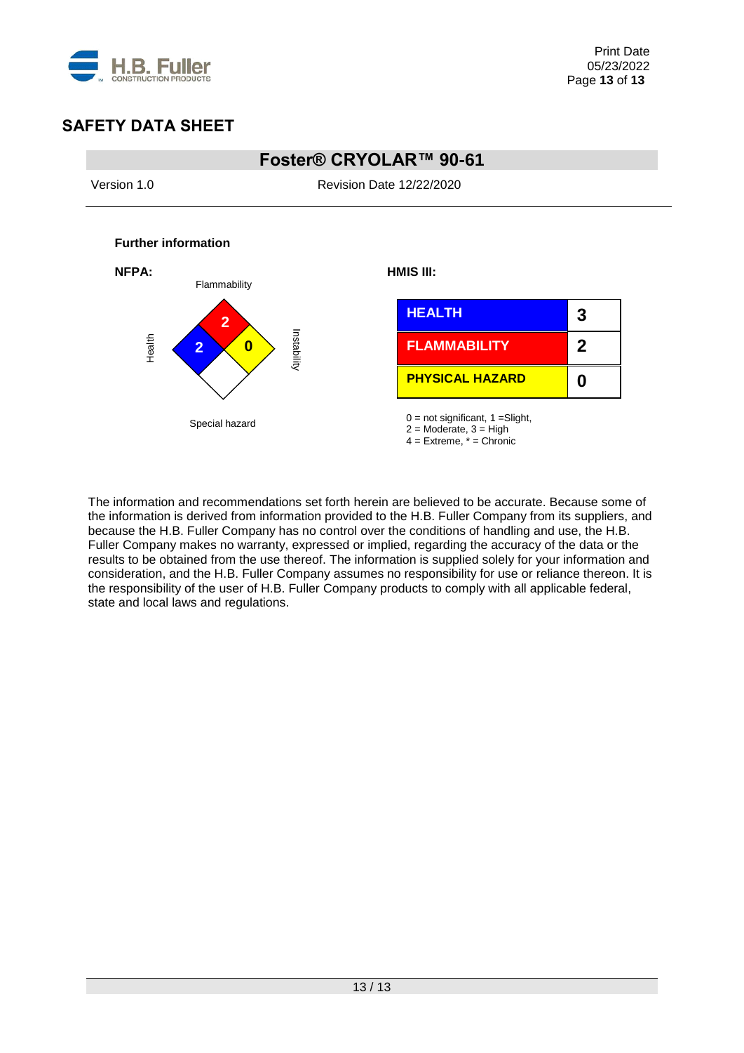# SAFETY DATA SHEET

## Foster® CRYOLAR™ 90-61

Version 1.0 Revision Date 12/22/2020

### Further information

**NFPA:**

Flammability

Health

Instability

Special hazard

2
2
0

**HMIS III:**

| | |
|---|---|
| **HEALTH** | **3** |
| **FLAMMABILITY** | **2** |
| **PHYSICAL HAZARD** | **0** |

0 = not significant, 1 =Slight,
2 = Moderate, 3 = High
4 = Extreme, * = Chronic

The information and recommendations set forth herein are believed to be accurate. Because some of the information is derived from information provided to the H.B. Fuller Company from its suppliers, and because the H.B. Fuller Company has no control over the conditions of handling and use, the H.B. Fuller Company makes no warranty, expressed or implied, regarding the accuracy of the data or the results to be obtained from the use thereof. The information is supplied solely for your information and consideration, and the H.B. Fuller Company assumes no responsibility for use or reliance thereon. It is the responsibility of the user of H.B. Fuller Company products to comply with all applicable federal, state and local laws and regulations.